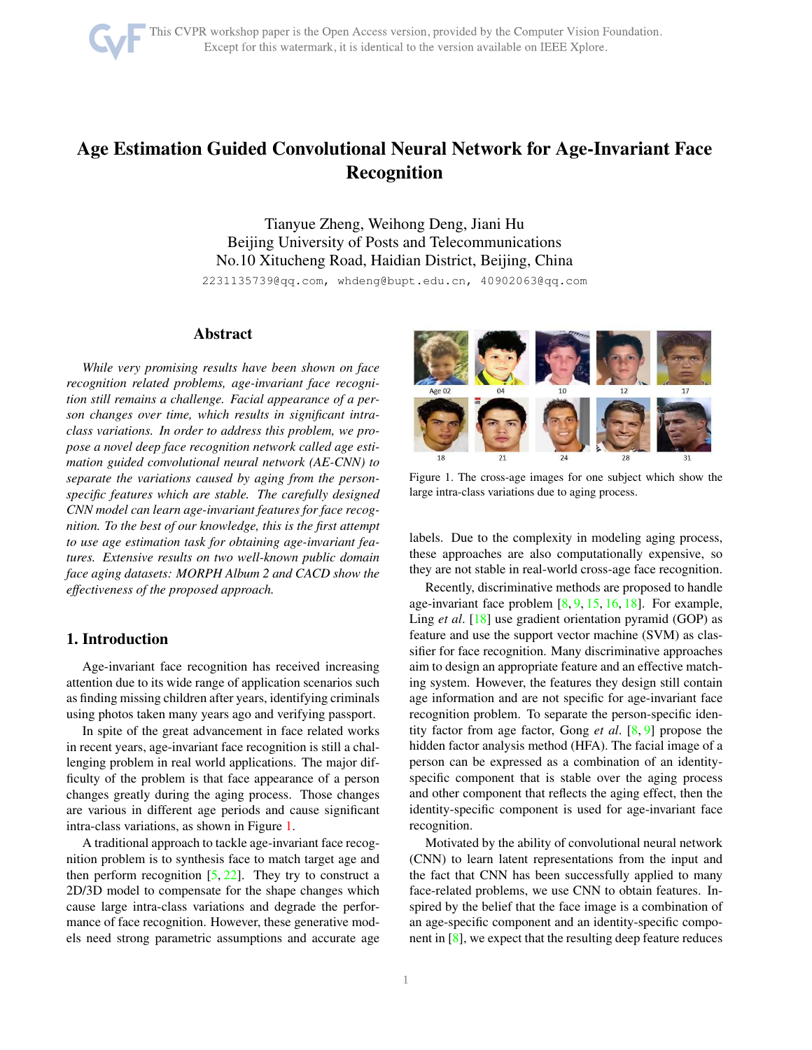This CVPR workshop paper is the Open Access version, provided by the Computer Vision Foundation. Except for this watermark, it is identical to the version available on IEEE Xplore.

# Age Estimation Guided Convolutional Neural Network for Age-Invariant Face Recognition

Tianyue Zheng, Weihong Deng, Jiani Hu
Beijing University of Posts and Telecommunications
No.10 Xitucheng Road, Haidian District, Beijing, China
2231135739@qq.com, whdeng@bupt.edu.cn, 40902063@qq.com

## Abstract

*While very promising results have been shown on face recognition related problems, age-invariant face recognition still remains a challenge. Facial appearance of a person changes over time, which results in significant intra-class variations. In order to address this problem, we propose a novel deep face recognition network called age estimation guided convolutional neural network (AE-CNN) to separate the variations caused by aging from the person-specific features which are stable. The carefully designed CNN model can learn age-invariant features for face recognition. To the best of our knowledge, this is the first attempt to use age estimation task for obtaining age-invariant features. Extensive results on two well-known public domain face aging datasets: MORPH Album 2 and CACD show the effectiveness of the proposed approach.*

## 1. Introduction

Age-invariant face recognition has received increasing attention due to its wide range of application scenarios such as finding missing children after years, identifying criminals using photos taken many years ago and verifying passport.

In spite of the great advancement in face related works in recent years, age-invariant face recognition is still a challenging problem in real world applications. The major difficulty of the problem is that face appearance of a person changes greatly during the aging process. Those changes are various in different age periods and cause significant intra-class variations, as shown in Figure 1.

A traditional approach to tackle age-invariant face recognition problem is to synthesis face to match target age and then perform recognition [5, 22]. They try to construct a 2D/3D model to compensate for the shape changes which cause large intra-class variations and degrade the performance of face recognition. However, these generative models need strong parametric assumptions and accurate age labels. Due to the complexity in modeling aging process, these approaches are also computationally expensive, so they are not stable in real-world cross-age face recognition.

Age 02 | 04 | 10 | 12 | 17 | 18 | 21 | 24 | 28 | 31

Figure 1. The cross-age images for one subject which show the large intra-class variations due to aging process.

Recently, discriminative methods are proposed to handle age-invariant face problem [8, 9, 15, 16, 18]. For example, Ling *et al*. [18] use gradient orientation pyramid (GOP) as feature and use the support vector machine (SVM) as classifier for face recognition. Many discriminative approaches aim to design an appropriate feature and an effective matching system. However, the features they design still contain age information and are not specific for age-invariant face recognition problem. To separate the person-specific identity factor from age factor, Gong *et al*. [8, 9] propose the hidden factor analysis method (HFA). The facial image of a person can be expressed as a combination of an identity-specific component that is stable over the aging process and other component that reflects the aging effect, then the identity-specific component is used for age-invariant face recognition.

Motivated by the ability of convolutional neural network (CNN) to learn latent representations from the input and the fact that CNN has been successfully applied to many face-related problems, we use CNN to obtain features. Inspired by the belief that the face image is a combination of an age-specific component and an identity-specific component in [8], we expect that the resulting deep feature reduces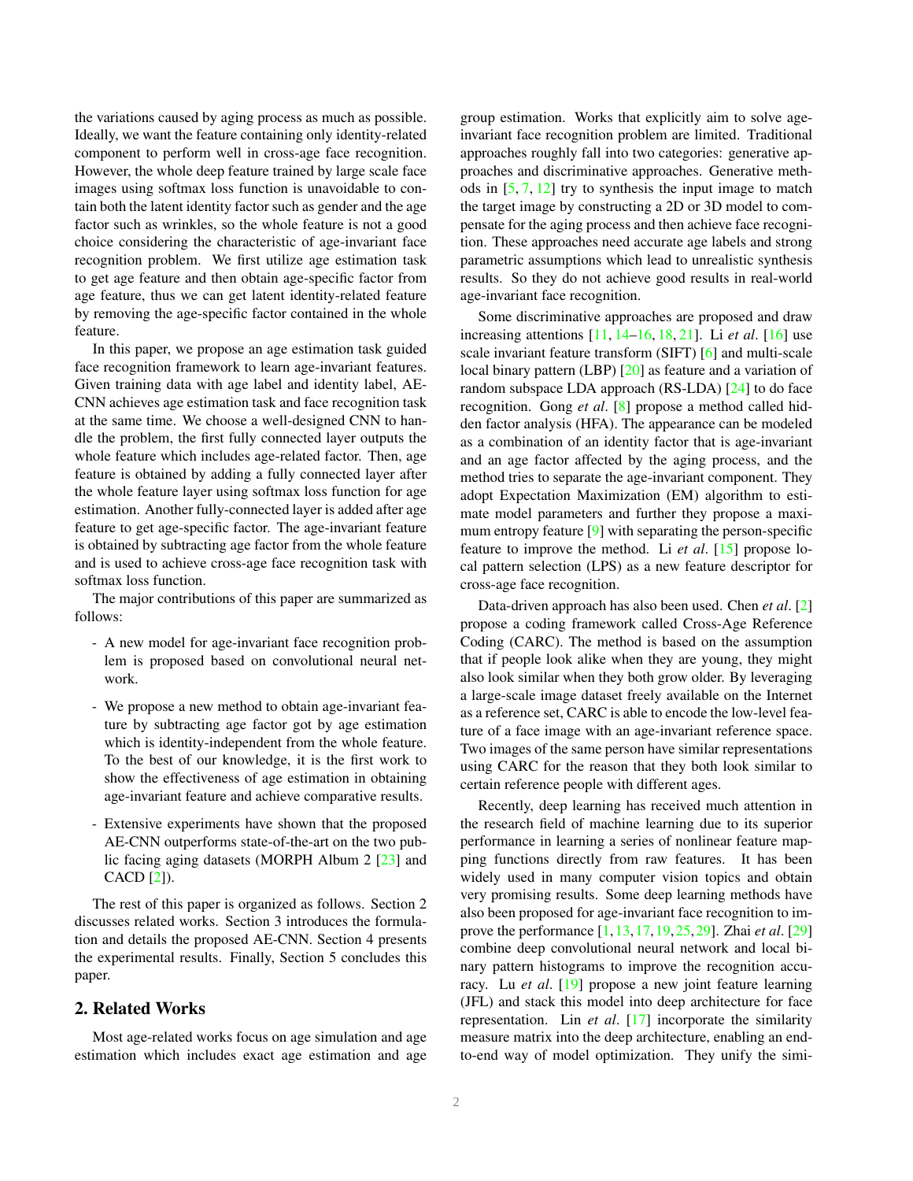the variations caused by aging process as much as possible. Ideally, we want the feature containing only identity-related component to perform well in cross-age face recognition. However, the whole deep feature trained by large scale face images using softmax loss function is unavoidable to contain both the latent identity factor such as gender and the age factor such as wrinkles, so the whole feature is not a good choice considering the characteristic of age-invariant face recognition problem. We first utilize age estimation task to get age feature and then obtain age-specific factor from age feature, thus we can get latent identity-related feature by removing the age-specific factor contained in the whole feature.

In this paper, we propose an age estimation task guided face recognition framework to learn age-invariant features. Given training data with age label and identity label, AE-CNN achieves age estimation task and face recognition task at the same time. We choose a well-designed CNN to handle the problem, the first fully connected layer outputs the whole feature which includes age-related factor. Then, age feature is obtained by adding a fully connected layer after the whole feature layer using softmax loss function for age estimation. Another fully-connected layer is added after age feature to get age-specific factor. The age-invariant feature is obtained by subtracting age factor from the whole feature and is used to achieve cross-age face recognition task with softmax loss function.

The major contributions of this paper are summarized as follows:

- A new model for age-invariant face recognition problem is proposed based on convolutional neural network.
- We propose a new method to obtain age-invariant feature by subtracting age factor got by age estimation which is identity-independent from the whole feature. To the best of our knowledge, it is the first work to show the effectiveness of age estimation in obtaining age-invariant feature and achieve comparative results.
- Extensive experiments have shown that the proposed AE-CNN outperforms state-of-the-art on the two public facing aging datasets (MORPH Album 2 [23] and CACD [2]).

The rest of this paper is organized as follows. Section 2 discusses related works. Section 3 introduces the formulation and details the proposed AE-CNN. Section 4 presents the experimental results. Finally, Section 5 concludes this paper.

## 2. Related Works

Most age-related works focus on age simulation and age estimation which includes exact age estimation and age group estimation. Works that explicitly aim to solve age-invariant face recognition problem are limited. Traditional approaches roughly fall into two categories: generative approaches and discriminative approaches. Generative methods in [5, 7, 12] try to synthesis the input image to match the target image by constructing a 2D or 3D model to compensate for the aging process and then achieve face recognition. These approaches need accurate age labels and strong parametric assumptions which lead to unrealistic synthesis results. So they do not achieve good results in real-world age-invariant face recognition.

Some discriminative approaches are proposed and draw increasing attentions [11, 14–16, 18, 21]. Li *et al*. [16] use scale invariant feature transform (SIFT) [6] and multi-scale local binary pattern (LBP) [20] as feature and a variation of random subspace LDA approach (RS-LDA) [24] to do face recognition. Gong *et al*. [8] propose a method called hidden factor analysis (HFA). The appearance can be modeled as a combination of an identity factor that is age-invariant and an age factor affected by the aging process, and the method tries to separate the age-invariant component. They adopt Expectation Maximization (EM) algorithm to estimate model parameters and further they propose a maximum entropy feature [9] with separating the person-specific feature to improve the method. Li *et al*. [15] propose local pattern selection (LPS) as a new feature descriptor for cross-age face recognition.

Data-driven approach has also been used. Chen *et al*. [2] propose a coding framework called Cross-Age Reference Coding (CARC). The method is based on the assumption that if people look alike when they are young, they might also look similar when they both grow older. By leveraging a large-scale image dataset freely available on the Internet as a reference set, CARC is able to encode the low-level feature of a face image with an age-invariant reference space. Two images of the same person have similar representations using CARC for the reason that they both look similar to certain reference people with different ages.

Recently, deep learning has received much attention in the research field of machine learning due to its superior performance in learning a series of nonlinear feature mapping functions directly from raw features. It has been widely used in many computer vision topics and obtain very promising results. Some deep learning methods have also been proposed for age-invariant face recognition to improve the performance [1, 13, 17, 19, 25, 29]. Zhai *et al*. [29] combine deep convolutional neural network and local binary pattern histograms to improve the recognition accuracy. Lu *et al*. [19] propose a new joint feature learning (JFL) and stack this model into deep architecture for face representation. Lin *et al*. [17] incorporate the similarity measure matrix into the deep architecture, enabling an end-to-end way of model optimization. They unify the simi-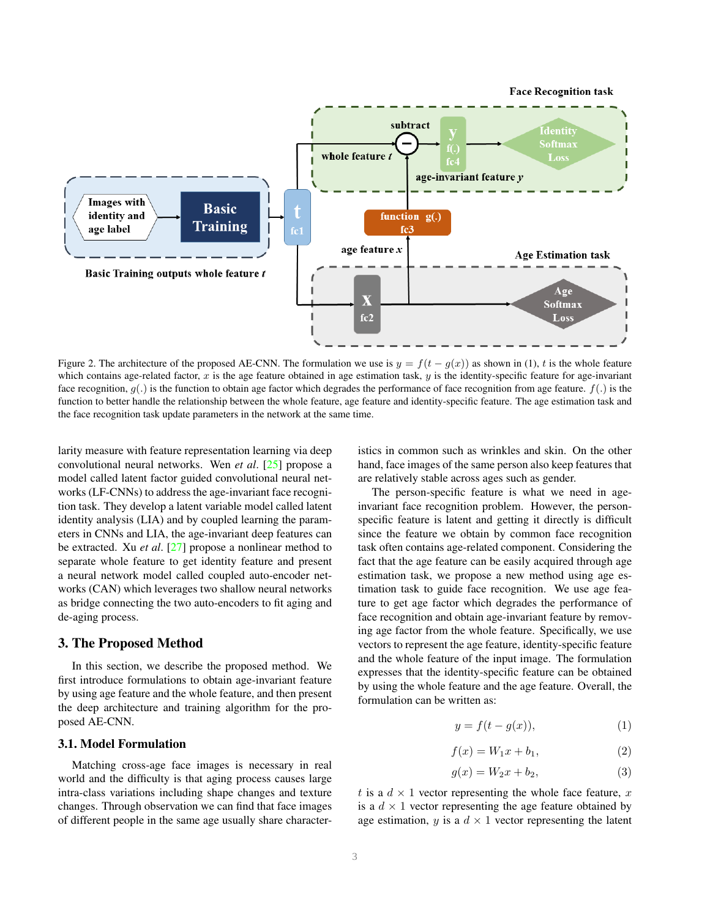Figure 2. The architecture of the proposed AE-CNN. The formulation we use is $y = f(t - g(x))$ as shown in (1), $t$ is the whole feature which contains age-related factor, $x$ is the age feature obtained in age estimation task, $y$ is the identity-specific feature for age-invariant face recognition, $g(.)$ is the function to obtain age factor which degrades the performance of face recognition from age feature. $f(.)$ is the function to better handle the relationship between the whole feature, age feature and identity-specific feature. The age estimation task and the face recognition task update parameters in the network at the same time.

larity measure with feature representation learning via deep convolutional neural networks. Wen *et al*. [25] propose a model called latent factor guided convolutional neural networks (LF-CNNs) to address the age-invariant face recognition task. They develop a latent variable model called latent identity analysis (LIA) and by coupled learning the parameters in CNNs and LIA, the age-invariant deep features can be extracted. Xu *et al*. [27] propose a nonlinear method to separate whole feature to get identity feature and present a neural network model called coupled auto-encoder networks (CAN) which leverages two shallow neural networks as bridge connecting the two auto-encoders to fit aging and de-aging process.

## 3. The Proposed Method

In this section, we describe the proposed method. We first introduce formulations to obtain age-invariant feature by using age feature and the whole feature, and then present the deep architecture and training algorithm for the proposed AE-CNN.

### 3.1. Model Formulation

Matching cross-age face images is necessary in real world and the difficulty is that aging process causes large intra-class variations including shape changes and texture changes. Through observation we can find that face images of different people in the same age usually share characteristics in common such as wrinkles and skin. On the other hand, face images of the same person also keep features that are relatively stable across ages such as gender.

The person-specific feature is what we need in age-invariant face recognition problem. However, the person-specific feature is latent and getting it directly is difficult since the feature we obtain by common face recognition task often contains age-related component. Considering the fact that the age feature can be easily acquired through age estimation task, we propose a new method using age estimation task to guide face recognition. We use age feature to get age factor which degrades the performance of face recognition and obtain age-invariant feature by removing age factor from the whole feature. Specifically, we use vectors to represent the age feature, identity-specific feature and the whole feature of the input image. The formulation expresses that the identity-specific feature can be obtained by using the whole feature and the age feature. Overall, the formulation can be written as:

$$y = f(t - g(x)), \tag{1}$$

$$f(x) = W_1 x + b_1, \tag{2}$$

$$g(x) = W_2 x + b_2, \tag{3}$$

$t$ is a $d \times 1$ vector representing the whole face feature, $x$ is a $d \times 1$ vector representing the age feature obtained by age estimation, $y$ is a $d \times 1$ vector representing the latent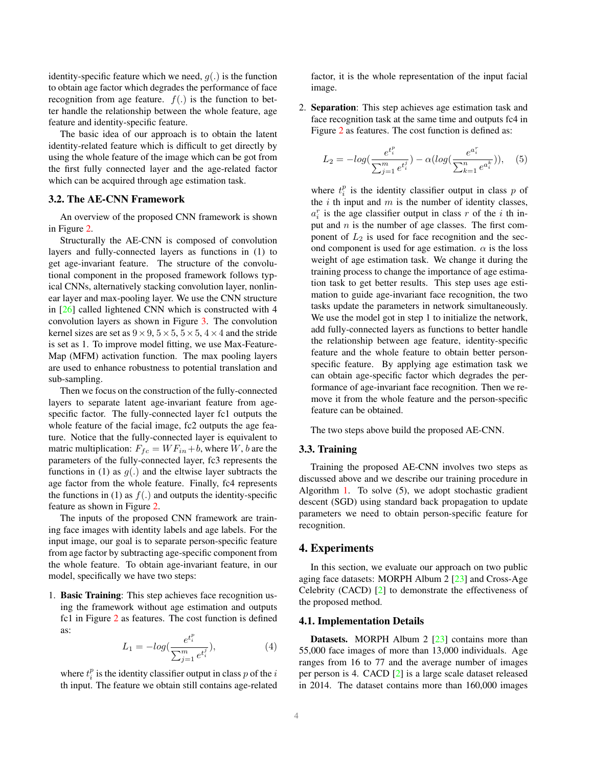identity-specific feature which we need, $g(.)$ is the function to obtain age factor which degrades the performance of face recognition from age feature. $f(.)$ is the function to better handle the relationship between the whole feature, age feature and identity-specific feature.

The basic idea of our approach is to obtain the latent identity-related feature which is difficult to get directly by using the whole feature of the image which can be got from the first fully connected layer and the age-related factor which can be acquired through age estimation task.

### 3.2. The AE-CNN Framework

An overview of the proposed CNN framework is shown in Figure 2.

Structurally the AE-CNN is composed of convolution layers and fully-connected layers as functions in (1) to get age-invariant feature. The structure of the convolutional component in the proposed framework follows typical CNNs, alternatively stacking convolution layer, nonlinear layer and max-pooling layer. We use the CNN structure in [26] called lightened CNN which is constructed with 4 convolution layers as shown in Figure 3. The convolution kernel sizes are set as $9 \times 9$, $5 \times 5$, $5 \times 5$, $4 \times 4$ and the stride is set as 1. To improve model fitting, we use Max-Feature-Map (MFM) activation function. The max pooling layers are used to enhance robustness to potential translation and sub-sampling.

Then we focus on the construction of the fully-connected layers to separate latent age-invariant feature from age-specific factor. The fully-connected layer fc1 outputs the whole feature of the facial image, fc2 outputs the age feature. Notice that the fully-connected layer is equivalent to matric multiplication: $F_{fc} = WF_{in} + b$, where $W$, $b$ are the parameters of the fully-connected layer, fc3 represents the functions in (1) as $g(.)$ and the eltwise layer subtracts the age factor from the whole feature. Finally, fc4 represents the functions in (1) as $f(.)$ and outputs the identity-specific feature as shown in Figure 2.

The inputs of the proposed CNN framework are training face images with identity labels and age labels. For the input image, our goal is to separate person-specific feature from age factor by subtracting age-specific component from the whole feature. To obtain age-invariant feature, in our model, specifically we have two steps:

1. **Basic Training**: This step achieves face recognition using the framework without age estimation and outputs fc1 in Figure 2 as features. The cost function is defined as:

$$L_1 = -log(\frac{e^{t_i^p}}{\sum_{j=1}^{m} e^{t_i^j}}), \quad (4)$$

where $t_i^p$ is the identity classifier output in class $p$ of the $i$ th input. The feature we obtain still contains age-related factor, it is the whole representation of the input facial image.

2. **Separation**: This step achieves age estimation task and face recognition task at the same time and outputs fc4 in Figure 2 as features. The cost function is defined as:

$$L_2 = -log(\frac{e^{t_i^p}}{\sum_{j=1}^{m} e^{t_i^j}}) - \alpha(log(\frac{e^{a_i^r}}{\sum_{k=1}^{n} e^{a_i^k}})), \quad (5)$$

where $t_i^p$ is the identity classifier output in class $p$ of the $i$ th input and $m$ is the number of identity classes, $a_i^r$ is the age classifier output in class $r$ of the $i$ th input and $n$ is the number of age classes. The first component of $L_2$ is used for face recognition and the second component is used for age estimation. $\alpha$ is the loss weight of age estimation task. We change it during the training process to change the importance of age estimation task to get better results. This step uses age estimation to guide age-invariant face recognition, the two tasks update the parameters in network simultaneously. We use the model got in step 1 to initialize the network, add fully-connected layers as functions to better handle the relationship between age feature, identity-specific feature and the whole feature to obtain better person-specific feature. By applying age estimation task we can obtain age-specific factor which degrades the performance of age-invariant face recognition. Then we remove it from the whole feature and the person-specific feature can be obtained.

The two steps above build the proposed AE-CNN.

### 3.3. Training

Training the proposed AE-CNN involves two steps as discussed above and we describe our training procedure in Algorithm 1. To solve (5), we adopt stochastic gradient descent (SGD) using standard back propagation to update parameters we need to obtain person-specific feature for recognition.

## 4. Experiments

In this section, we evaluate our approach on two public aging face datasets: MORPH Album 2 [23] and Cross-Age Celebrity (CACD) [2] to demonstrate the effectiveness of the proposed method.

### 4.1. Implementation Details

**Datasets.** MORPH Album 2 [23] contains more than 55,000 face images of more than 13,000 individuals. Age ranges from 16 to 77 and the average number of images per person is 4. CACD [2] is a large scale dataset released in 2014. The dataset contains more than 160,000 images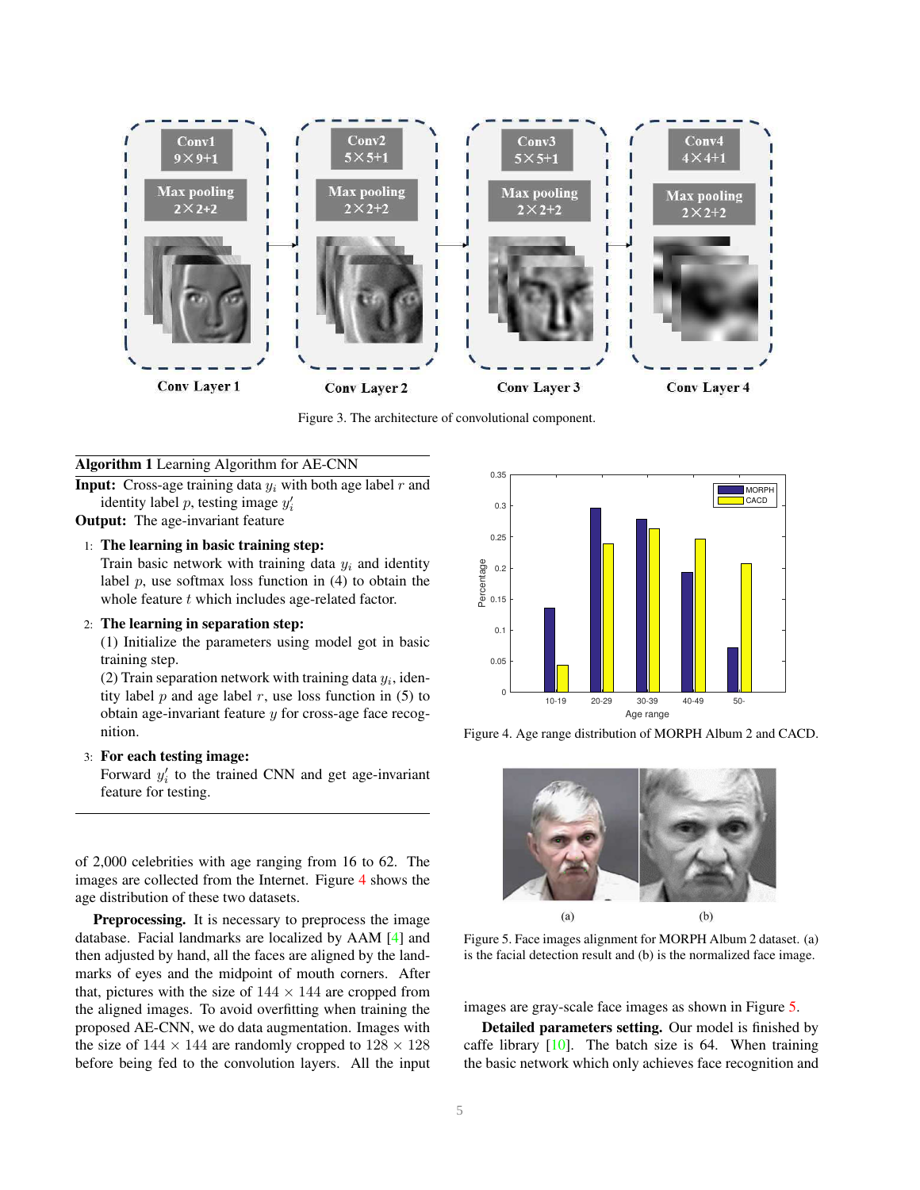Figure 3. The architecture of convolutional component.

---

**Algorithm 1** Learning Algorithm for AE-CNN

**Input:** Cross-age training data $y_i$ with both age label $r$ and identity label $p$, testing image $y_i'$

**Output:** The age-invariant feature

1: **The learning in basic training step:**
Train basic network with training data $y_i$ and identity label $p$, use softmax loss function in (4) to obtain the whole feature $t$ which includes age-related factor.

2: **The learning in separation step:**
(1) Initialize the parameters using model got in basic training step.
(2) Train separation network with training data $y_i$, identity label $p$ and age label $r$, use loss function in (5) to obtain age-invariant feature $y$ for cross-age face recognition.

3: **For each testing image:**
Forward $y_i'$ to the trained CNN and get age-invariant feature for testing.

---

of 2,000 celebrities with age ranging from 16 to 62. The images are collected from the Internet. Figure 4 shows the age distribution of these two datasets.

**Preprocessing.** It is necessary to preprocess the image database. Facial landmarks are localized by AAM [4] and then adjusted by hand, all the faces are aligned by the landmarks of eyes and the midpoint of mouth corners. After that, pictures with the size of $144 \times 144$ are cropped from the aligned images. To avoid overfitting when training the proposed AE-CNN, we do data augmentation. Images with the size of $144 \times 144$ are randomly cropped to $128 \times 128$ before being fed to the convolution layers. All the input images are gray-scale face images as shown in Figure 5.

Figure 4. Age range distribution of MORPH Album 2 and CACD.

Figure 5. Face images alignment for MORPH Album 2 dataset. (a) is the facial detection result and (b) is the normalized face image.

**Detailed parameters setting.** Our model is finished by caffe library [10]. The batch size is 64. When training the basic network which only achieves face recognition and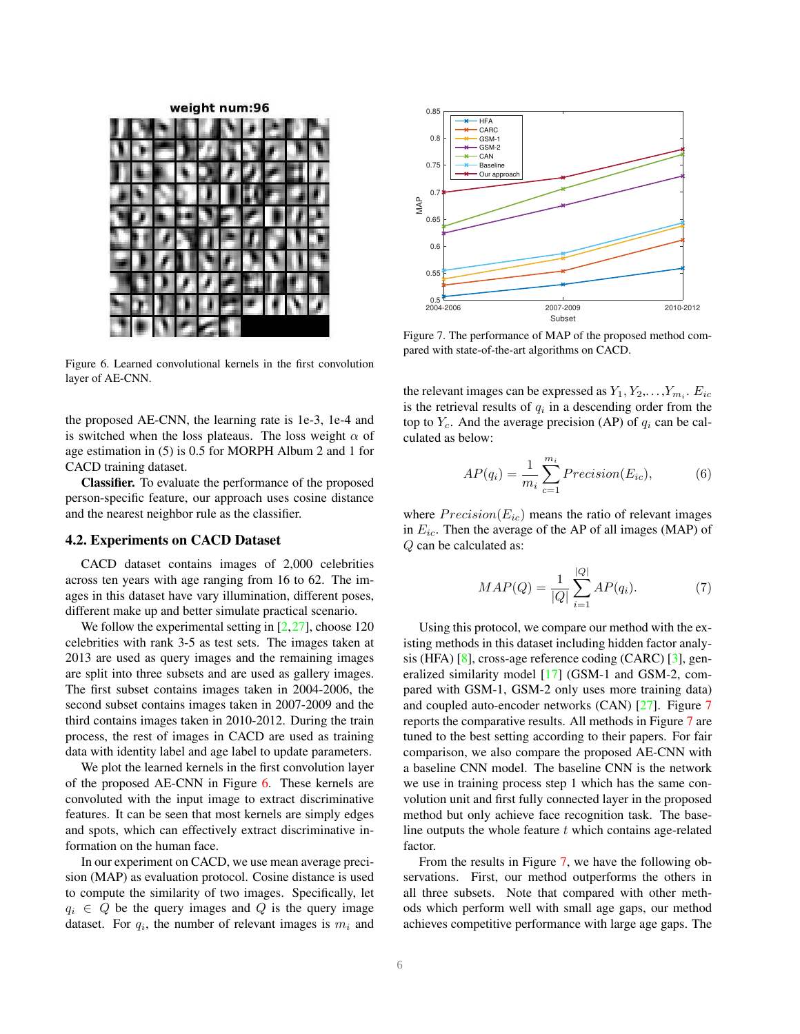Figure 6. Learned convolutional kernels in the first convolution layer of AE-CNN.

the proposed AE-CNN, the learning rate is 1e-3, 1e-4 and is switched when the loss plateaus. The loss weight $\alpha$ of age estimation in (5) is 0.5 for MORPH Album 2 and 1 for CACD training dataset.

**Classifier.** To evaluate the performance of the proposed person-specific feature, our approach uses cosine distance and the nearest neighbor rule as the classifier.

### 4.2. Experiments on CACD Dataset

CACD dataset contains images of 2,000 celebrities across ten years with age ranging from 16 to 62. The images in this dataset have vary illumination, different poses, different make up and better simulate practical scenario.

We follow the experimental setting in [2,27], choose 120 celebrities with rank 3-5 as test sets. The images taken at 2013 are used as query images and the remaining images are split into three subsets and are used as gallery images. The first subset contains images taken in 2004-2006, the second subset contains images taken in 2007-2009 and the third contains images taken in 2010-2012. During the train process, the rest of images in CACD are used as training data with identity label and age label to update parameters.

We plot the learned kernels in the first convolution layer of the proposed AE-CNN in Figure 6. These kernels are convoluted with the input image to extract discriminative features. It can be seen that most kernels are simply edges and spots, which can effectively extract discriminative information on the human face.

In our experiment on CACD, we use mean average precision (MAP) as evaluation protocol. Cosine distance is used to compute the similarity of two images. Specifically, let $q_i \in Q$ be the query images and $Q$ is the query image dataset. For $q_i$, the number of relevant images is $m_i$ and the relevant images can be expressed as $Y_1, Y_2, \ldots, Y_{m_i}$. $E_{ic}$ is the retrieval results of $q_i$ in a descending order from the top to $Y_c$. And the average precision (AP) of $q_i$ can be calculated as below:

$$AP(q_i) = \frac{1}{m_i} \sum_{c=1}^{m_i} Precision(E_{ic}), \tag{6}$$

where $Precision(E_{ic})$ means the ratio of relevant images in $E_{ic}$. Then the average of the AP of all images (MAP) of $Q$ can be calculated as:

$$MAP(Q) = \frac{1}{|Q|} \sum_{i=1}^{|Q|} AP(q_i). \tag{7}$$

Figure 7. The performance of MAP of the proposed method compared with state-of-the-art algorithms on CACD.

Using this protocol, we compare our method with the existing methods in this dataset including hidden factor analysis (HFA) [8], cross-age reference coding (CARC) [3], generalized similarity model [17] (GSM-1 and GSM-2, compared with GSM-1, GSM-2 only uses more training data) and coupled auto-encoder networks (CAN) [27]. Figure 7 reports the comparative results. All methods in Figure 7 are tuned to the best setting according to their papers. For fair comparison, we also compare the proposed AE-CNN with a baseline CNN model. The baseline CNN is the network we use in training process step 1 which has the same convolution unit and first fully connected layer in the proposed method but only achieve face recognition task. The baseline outputs the whole feature $t$ which contains age-related factor.

From the results in Figure 7, we have the following observations. First, our method outperforms the others in all three subsets. Note that compared with other methods which perform well with small age gaps, our method achieves competitive performance with large age gaps. The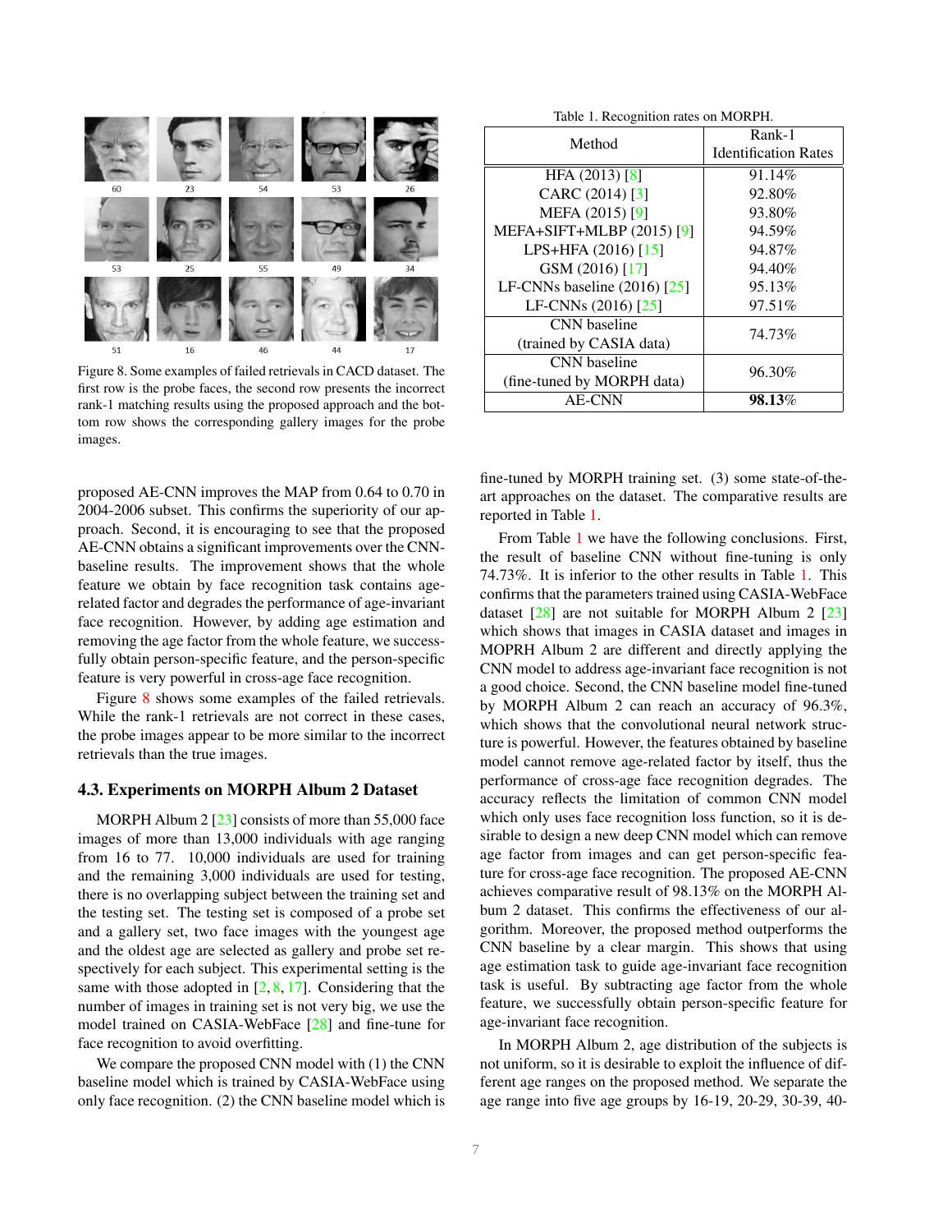Figure 8. Some examples of failed retrievals in CACD dataset. The first row is the probe faces, the second row presents the incorrect rank-1 matching results using the proposed approach and the bottom row shows the corresponding gallery images for the probe images.

proposed AE-CNN improves the MAP from 0.64 to 0.70 in 2004-2006 subset. This confirms the superiority of our approach. Second, it is encouraging to see that the proposed AE-CNN obtains a significant improvements over the CNN-baseline results. The improvement shows that the whole feature we obtain by face recognition task contains age-related factor and degrades the performance of age-invariant face recognition. However, by adding age estimation and removing the age factor from the whole feature, we successfully obtain person-specific feature, and the person-specific feature is very powerful in cross-age face recognition.

Figure 8 shows some examples of the failed retrievals. While the rank-1 retrievals are not correct in these cases, the probe images appear to be more similar to the incorrect retrievals than the true images.

### 4.3. Experiments on MORPH Album 2 Dataset

MORPH Album 2 [23] consists of more than 55,000 face images of more than 13,000 individuals with age ranging from 16 to 77. 10,000 individuals are used for training and the remaining 3,000 individuals are used for testing, there is no overlapping subject between the training set and the testing set. The testing set is composed of a probe set and a gallery set, two face images with the youngest age and the oldest age are selected as gallery and probe set respectively for each subject. This experimental setting is the same with those adopted in [2, 8, 17]. Considering that the number of images in training set is not very big, we use the model trained on CASIA-WebFace [28] and fine-tune for face recognition to avoid overfitting.

We compare the proposed CNN model with (1) the CNN baseline model which is trained by CASIA-WebFace using only face recognition. (2) the CNN baseline model which is fine-tuned by MORPH training set. (3) some state-of-the-art approaches on the dataset. The comparative results are reported in Table 1.

Table 1. Recognition rates on MORPH.

| Method | Rank-1 Identification Rates |
|---|---|
| HFA (2013) [8] | 91.14% |
| CARC (2014) [3] | 92.80% |
| MEFA (2015) [9] | 93.80% |
| MEFA+SIFT+MLBP (2015) [9] | 94.59% |
| LPS+HFA (2016) [15] | 94.87% |
| GSM (2016) [17] | 94.40% |
| LF-CNNs baseline (2016) [25] | 95.13% |
| LF-CNNs (2016) [25] | 97.51% |
| CNN baseline (trained by CASIA data) | 74.73% |
| CNN baseline (fine-tuned by MORPH data) | 96.30% |
| AE-CNN | **98.13%** |

From Table 1 we have the following conclusions. First, the result of baseline CNN without fine-tuning is only 74.73%. It is inferior to the other results in Table 1. This confirms that the parameters trained using CASIA-WebFace dataset [28] are not suitable for MORPH Album 2 [23] which shows that images in CASIA dataset and images in MOPRH Album 2 are different and directly applying the CNN model to address age-invariant face recognition is not a good choice. Second, the CNN baseline model fine-tuned by MORPH Album 2 can reach an accuracy of 96.3%, which shows that the convolutional neural network structure is powerful. However, the features obtained by baseline model cannot remove age-related factor by itself, thus the performance of cross-age face recognition degrades. The accuracy reflects the limitation of common CNN model which only uses face recognition loss function, so it is desirable to design a new deep CNN model which can remove age factor from images and can get person-specific feature for cross-age face recognition. The proposed AE-CNN achieves comparative result of 98.13% on the MORPH Album 2 dataset. This confirms the effectiveness of our algorithm. Moreover, the proposed method outperforms the CNN baseline by a clear margin. This shows that using age estimation task to guide age-invariant face recognition task is useful. By subtracting age factor from the whole feature, we successfully obtain person-specific feature for age-invariant face recognition.

In MORPH Album 2, age distribution of the subjects is not uniform, so it is desirable to exploit the influence of different age ranges on the proposed method. We separate the age range into five age groups by 16-19, 20-29, 30-39, 40-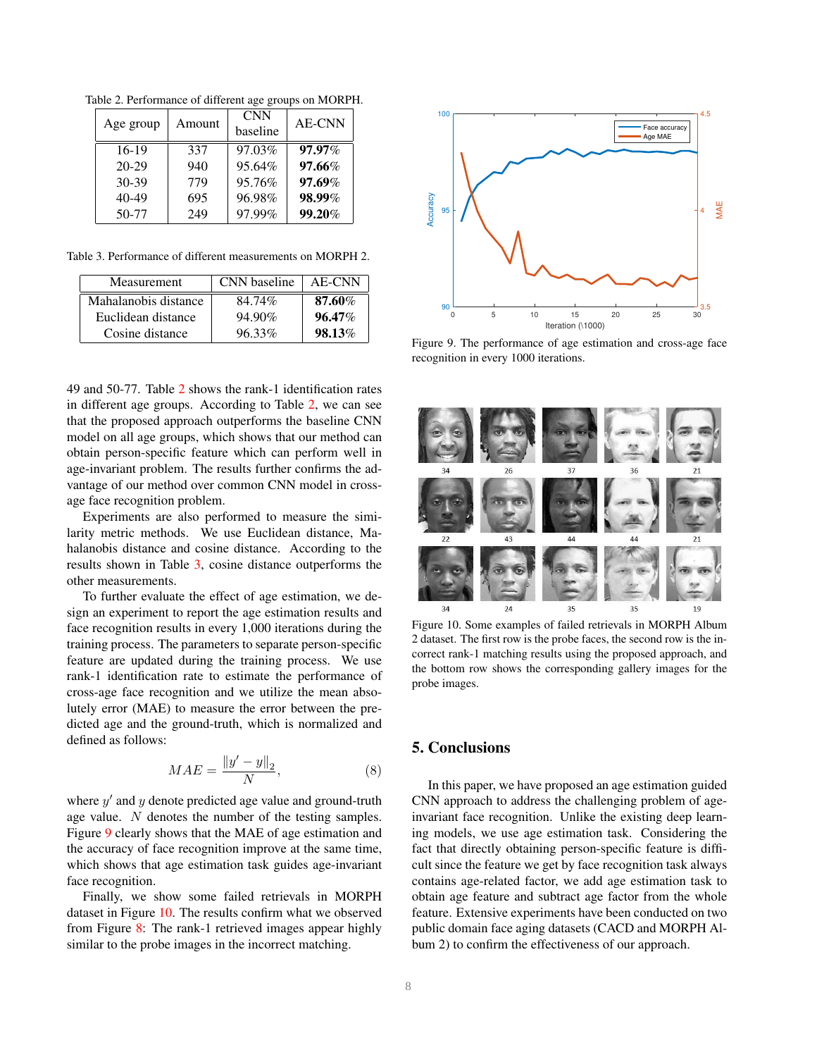Table 2. Performance of different age groups on MORPH.

| Age group | Amount | CNN baseline | AE-CNN |
|---|---|---|---|
| 16-19 | 337 | 97.03% | **97.97%** |
| 20-29 | 940 | 95.64% | **97.66%** |
| 30-39 | 779 | 95.76% | **97.69%** |
| 40-49 | 695 | 96.98% | **98.99%** |
| 50-77 | 249 | 97.99% | **99.20%** |

Table 3. Performance of different measurements on MORPH 2.

| Measurement | CNN baseline | AE-CNN |
|---|---|---|
| Mahalanobis distance | 84.74% | **87.60%** |
| Euclidean distance | 94.90% | **96.47%** |
| Cosine distance | 96.33% | **98.13%** |

49 and 50-77. Table 2 shows the rank-1 identification rates in different age groups. According to Table 2, we can see that the proposed approach outperforms the baseline CNN model on all age groups, which shows that our method can obtain person-specific feature which can perform well in age-invariant problem. The results further confirms the advantage of our method over common CNN model in cross-age face recognition problem.

Experiments are also performed to measure the similarity metric methods. We use Euclidean distance, Mahalanobis distance and cosine distance. According to the results shown in Table 3, cosine distance outperforms the other measurements.

To further evaluate the effect of age estimation, we design an experiment to report the age estimation results and face recognition results in every 1,000 iterations during the training process. The parameters to separate person-specific feature are updated during the training process. We use rank-1 identification rate to estimate the performance of cross-age face recognition and we utilize the mean absolutely error (MAE) to measure the error between the predicted age and the ground-truth, which is normalized and defined as follows:

$$MAE = \frac{\|y' - y\|_2}{N}, \tag{8}$$

where $y'$ and $y$ denote predicted age value and ground-truth age value. $N$ denotes the number of the testing samples. Figure 9 clearly shows that the MAE of age estimation and the accuracy of face recognition improve at the same time, which shows that age estimation task guides age-invariant face recognition.

Finally, we show some failed retrievals in MORPH dataset in Figure 10. The results confirm what we observed from Figure 8: The rank-1 retrieved images appear highly similar to the probe images in the incorrect matching.

Figure 9. The performance of age estimation and cross-age face recognition in every 1000 iterations.

Figure 10. Some examples of failed retrievals in MORPH Album 2 dataset. The first row is the probe faces, the second row is the incorrect rank-1 matching results using the proposed approach, and the bottom row shows the corresponding gallery images for the probe images.

## 5. Conclusions

In this paper, we have proposed an age estimation guided CNN approach to address the challenging problem of age-invariant face recognition. Unlike the existing deep learning models, we use age estimation task. Considering the fact that directly obtaining person-specific feature is difficult since the feature we get by face recognition task always contains age-related factor, we add age estimation task to obtain age feature and subtract age factor from the whole feature. Extensive experiments have been conducted on two public domain face aging datasets (CACD and MORPH Album 2) to confirm the effectiveness of our approach.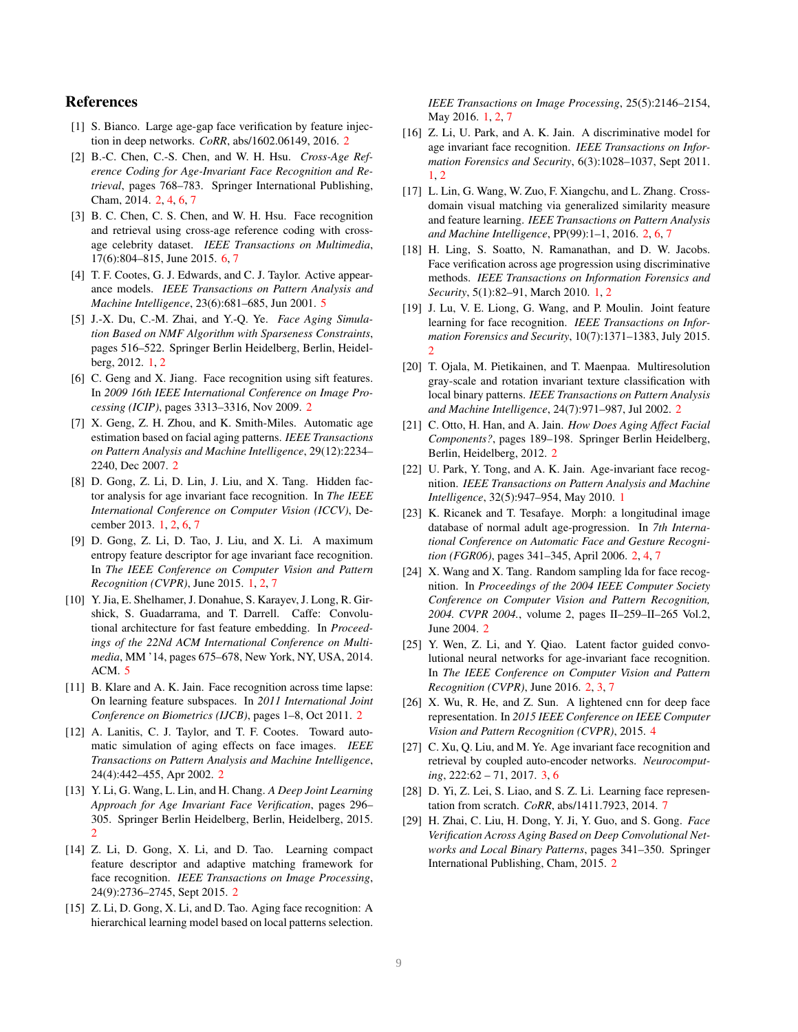## References

[1] S. Bianco. Large age-gap face verification by feature injection in deep networks. *CoRR*, abs/1602.06149, 2016. 2

[2] B.-C. Chen, C.-S. Chen, and W. H. Hsu. *Cross-Age Reference Coding for Age-Invariant Face Recognition and Retrieval*, pages 768–783. Springer International Publishing, Cham, 2014. 2, 4, 6, 7

[3] B. C. Chen, C. S. Chen, and W. H. Hsu. Face recognition and retrieval using cross-age reference coding with cross-age celebrity dataset. *IEEE Transactions on Multimedia*, 17(6):804–815, June 2015. 6, 7

[4] T. F. Cootes, G. J. Edwards, and C. J. Taylor. Active appearance models. *IEEE Transactions on Pattern Analysis and Machine Intelligence*, 23(6):681–685, Jun 2001. 5

[5] J.-X. Du, C.-M. Zhai, and Y.-Q. Ye. *Face Aging Simulation Based on NMF Algorithm with Sparseness Constraints*, pages 516–522. Springer Berlin Heidelberg, Berlin, Heidelberg, 2012. 1, 2

[6] C. Geng and X. Jiang. Face recognition using sift features. In *2009 16th IEEE International Conference on Image Processing (ICIP)*, pages 3313–3316, Nov 2009. 2

[7] X. Geng, Z. H. Zhou, and K. Smith-Miles. Automatic age estimation based on facial aging patterns. *IEEE Transactions on Pattern Analysis and Machine Intelligence*, 29(12):2234–2240, Dec 2007. 2

[8] D. Gong, Z. Li, D. Lin, J. Liu, and X. Tang. Hidden factor analysis for age invariant face recognition. In *The IEEE International Conference on Computer Vision (ICCV)*, December 2013. 1, 2, 6, 7

[9] D. Gong, Z. Li, D. Tao, J. Liu, and X. Li. A maximum entropy feature descriptor for age invariant face recognition. In *The IEEE Conference on Computer Vision and Pattern Recognition (CVPR)*, June 2015. 1, 2, 7

[10] Y. Jia, E. Shelhamer, J. Donahue, S. Karayev, J. Long, R. Girshick, S. Guadarrama, and T. Darrell. Caffe: Convolutional architecture for fast feature embedding. In *Proceedings of the 22Nd ACM International Conference on Multimedia*, MM '14, pages 675–678, New York, NY, USA, 2014. ACM. 5

[11] B. Klare and A. K. Jain. Face recognition across time lapse: On learning feature subspaces. In *2011 International Joint Conference on Biometrics (IJCB)*, pages 1–8, Oct 2011. 2

[12] A. Lanitis, C. J. Taylor, and T. F. Cootes. Toward automatic simulation of aging effects on face images. *IEEE Transactions on Pattern Analysis and Machine Intelligence*, 24(4):442–455, Apr 2002. 2

[13] Y. Li, G. Wang, L. Lin, and H. Chang. *A Deep Joint Learning Approach for Age Invariant Face Verification*, pages 296–305. Springer Berlin Heidelberg, Berlin, Heidelberg, 2015. 2

[14] Z. Li, D. Gong, X. Li, and D. Tao. Learning compact feature descriptor and adaptive matching framework for face recognition. *IEEE Transactions on Image Processing*, 24(9):2736–2745, Sept 2015. 2

[15] Z. Li, D. Gong, X. Li, and D. Tao. Aging face recognition: A hierarchical learning model based on local patterns selection. *IEEE Transactions on Image Processing*, 25(5):2146–2154, May 2016. 1, 2, 7

[16] Z. Li, U. Park, and A. K. Jain. A discriminative model for age invariant face recognition. *IEEE Transactions on Information Forensics and Security*, 6(3):1028–1037, Sept 2011. 1, 2

[17] L. Lin, G. Wang, W. Zuo, F. Xiangchu, and L. Zhang. Cross-domain visual matching via generalized similarity measure and feature learning. *IEEE Transactions on Pattern Analysis and Machine Intelligence*, PP(99):1–1, 2016. 2, 6, 7

[18] H. Ling, S. Soatto, N. Ramanathan, and D. W. Jacobs. Face verification across age progression using discriminative methods. *IEEE Transactions on Information Forensics and Security*, 5(1):82–91, March 2010. 1, 2

[19] J. Lu, V. E. Liong, G. Wang, and P. Moulin. Joint feature learning for face recognition. *IEEE Transactions on Information Forensics and Security*, 10(7):1371–1383, July 2015. 2

[20] T. Ojala, M. Pietikainen, and T. Maenpaa. Multiresolution gray-scale and rotation invariant texture classification with local binary patterns. *IEEE Transactions on Pattern Analysis and Machine Intelligence*, 24(7):971–987, Jul 2002. 2

[21] C. Otto, H. Han, and A. Jain. *How Does Aging Affect Facial Components?*, pages 189–198. Springer Berlin Heidelberg, Berlin, Heidelberg, 2012. 2

[22] U. Park, Y. Tong, and A. K. Jain. Age-invariant face recognition. *IEEE Transactions on Pattern Analysis and Machine Intelligence*, 32(5):947–954, May 2010. 1

[23] K. Ricanek and T. Tesafaye. Morph: a longitudinal image database of normal adult age-progression. In *7th International Conference on Automatic Face and Gesture Recognition (FGR06)*, pages 341–345, April 2006. 2, 4, 7

[24] X. Wang and X. Tang. Random sampling lda for face recognition. In *Proceedings of the 2004 IEEE Computer Society Conference on Computer Vision and Pattern Recognition, 2004. CVPR 2004.*, volume 2, pages II–259–II–265 Vol.2, June 2004. 2

[25] Y. Wen, Z. Li, and Y. Qiao. Latent factor guided convolutional neural networks for age-invariant face recognition. In *The IEEE Conference on Computer Vision and Pattern Recognition (CVPR)*, June 2016. 2, 3, 7

[26] X. Wu, R. He, and Z. Sun. A lightened cnn for deep face representation. In *2015 IEEE Conference on IEEE Computer Vision and Pattern Recognition (CVPR)*, 2015. 4

[27] C. Xu, Q. Liu, and M. Ye. Age invariant face recognition and retrieval by coupled auto-encoder networks. *Neurocomputing*, 222:62 – 71, 2017. 3, 6

[28] D. Yi, Z. Lei, S. Liao, and S. Z. Li. Learning face representation from scratch. *CoRR*, abs/1411.7923, 2014. 7

[29] H. Zhai, C. Liu, H. Dong, Y. Ji, Y. Guo, and S. Gong. *Face Verification Across Aging Based on Deep Convolutional Networks and Local Binary Patterns*, pages 341–350. Springer International Publishing, Cham, 2015. 2